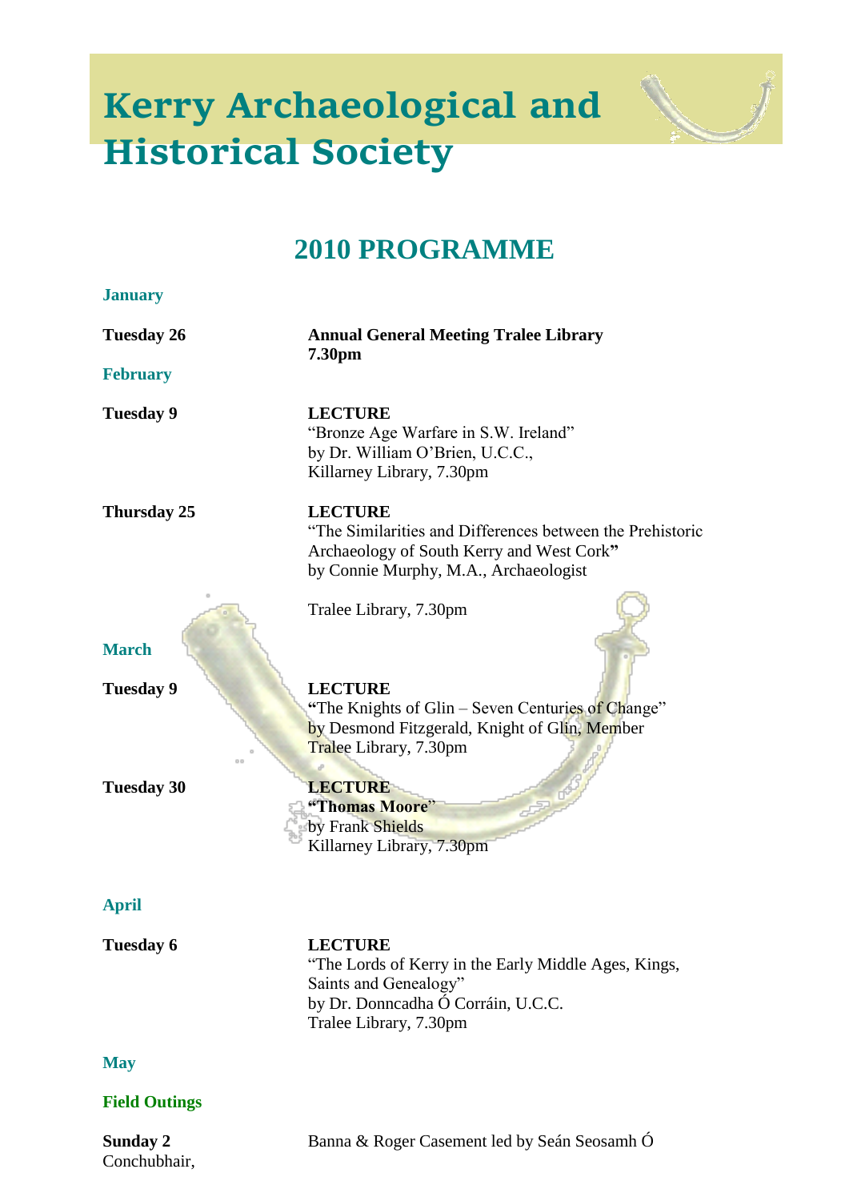# Kerry Archaeological and Historical Society

## 2010 PROGRAMME

### January

**Tuesday 26**

**Annual General Meeting Tralee Library 7.30pm**

### February

**Tuesday 9**

**LECTURE**
"Bronze Age Warfare in S.W. Ireland"
by Dr. William O'Brien, U.C.C.,
Killarney Library, 7.30pm

**Thursday 25**

**LECTURE**
"The Similarities and Differences between the Prehistoric Archaeology of South Kerry and West Cork"
by Connie Murphy, M.A., Archaeologist

Tralee Library, 7.30pm

### March

**Tuesday 9**

**LECTURE**
"The Knights of Glin – Seven Centuries of Change"
by Desmond Fitzgerald, Knight of Glin, Member
Tralee Library, 7.30pm

**Tuesday 30**

**LECTURE**
"**Thomas Moore**"
by Frank Shields
Killarney Library, 7.30pm

### April

**Tuesday 6**

**LECTURE**
"The Lords of Kerry in the Early Middle Ages, Kings, Saints and Genealogy"
by Dr. Donncadha Ó Corráin, U.C.C.
Tralee Library, 7.30pm

### May

### Field Outings

**Sunday 2**

Banna & Roger Casement led by Seán Seosamh Ó Conchubhair,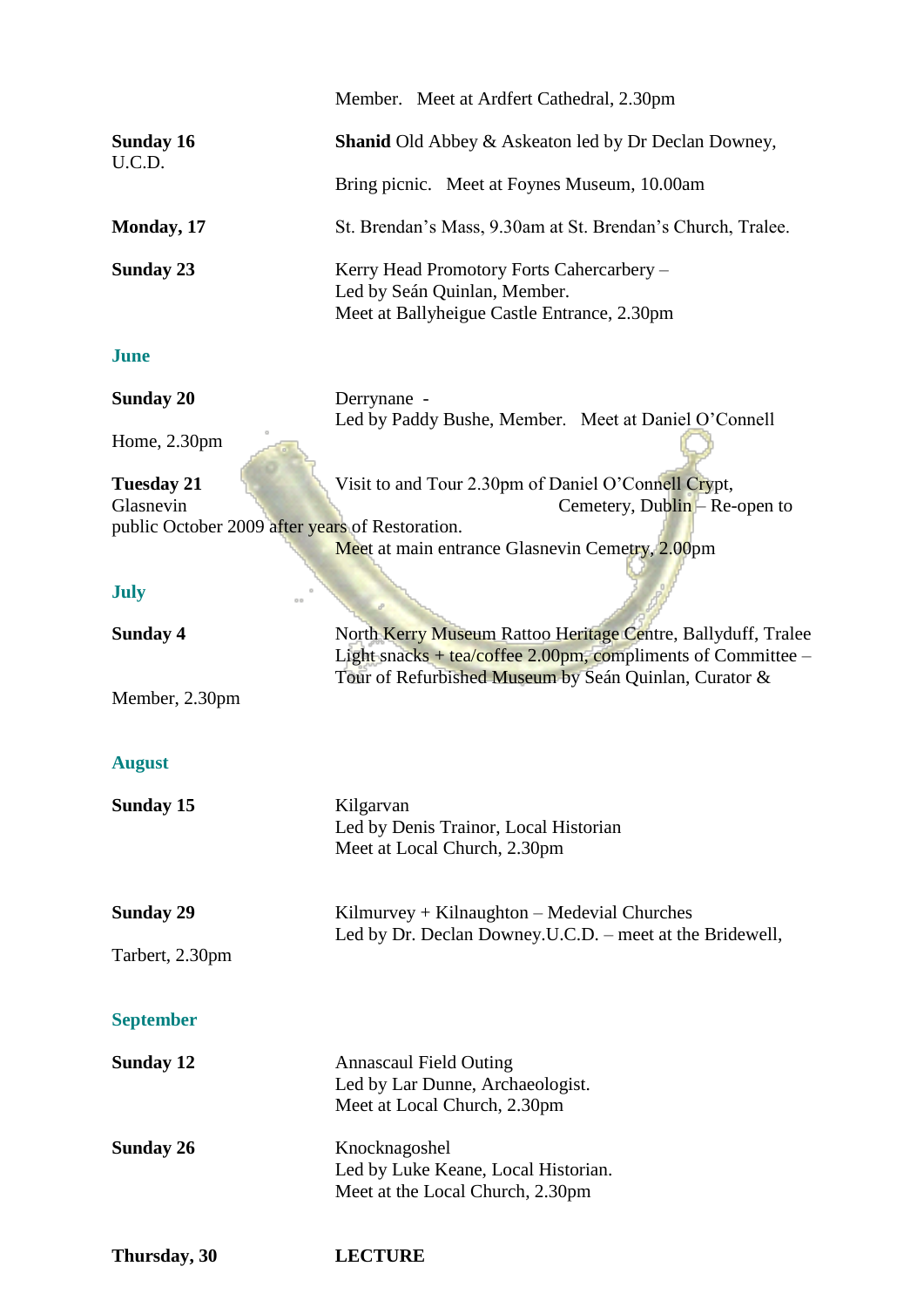Member. Meet at Ardfert Cathedral, 2.30pm

**Sunday 16** — **Shanid** Old Abbey & Askeaton led by Dr Declan Downey, U.C.D.
Bring picnic. Meet at Foynes Museum, 10.00am

**Monday, 17** — St. Brendan's Mass, 9.30am at St. Brendan's Church, Tralee.

**Sunday 23** — Kerry Head Promotory Forts Cahercarbery –
Led by Seán Quinlan, Member.
Meet at Ballyheigue Castle Entrance, 2.30pm

## June

**Sunday 20** — Derrynane -
Led by Paddy Bushe, Member. Meet at Daniel O'Connell Home, 2.30pm

**Tuesday 21** — Visit to and Tour 2.30pm of Daniel O'Connell Crypt, Glasnevin Cemetery, Dublin – Re-open to public October 2009 after years of Restoration.
Meet at main entrance Glasnevin Cemetry, 2.00pm

## July

**Sunday 4** — North Kerry Museum Rattoo Heritage Centre, Ballyduff, Tralee
Light snacks + tea/coffee 2.00pm, compliments of Committee –
Tour of Refurbished Museum by Seán Quinlan, Curator & Member, 2.30pm

## August

**Sunday 15** — Kilgarvan
Led by Denis Trainor, Local Historian
Meet at Local Church, 2.30pm

**Sunday 29** — Kilmurvey + Kilnaughton – Medevial Churches
Led by Dr. Declan Downey.U.C.D. – meet at the Bridewell, Tarbert, 2.30pm

## September

**Sunday 12** — Annascaul Field Outing
Led by Lar Dunne, Archaeologist.
Meet at Local Church, 2.30pm

**Sunday 26** — Knocknagoshel
Led by Luke Keane, Local Historian.
Meet at the Local Church, 2.30pm

**Thursday, 30** — **LECTURE**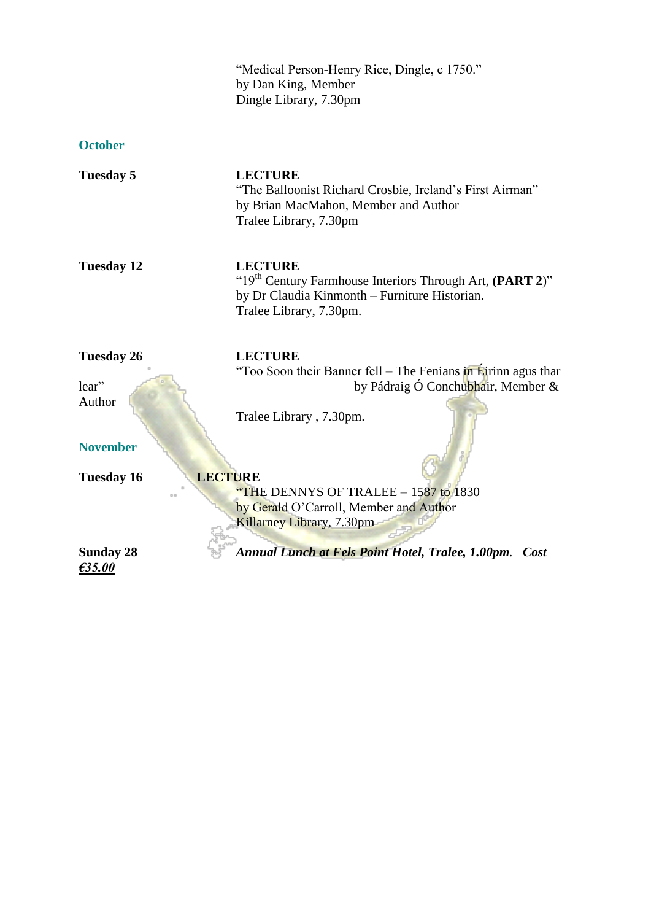"Medical Person-Henry Rice, Dingle, c 1750."
by Dan King, Member
Dingle Library, 7.30pm

## October

**Tuesday 5**

**LECTURE**
"The Balloonist Richard Crosbie, Ireland's First Airman"
by Brian MacMahon, Member and Author
Tralee Library, 7.30pm

**Tuesday 12**

**LECTURE**
"19th Century Farmhouse Interiors Through Art, **(PART 2)**"
by Dr Claudia Kinmonth – Furniture Historian.
Tralee Library, 7.30pm.

**Tuesday 26**

**LECTURE**
"Too Soon their Banner fell – The Fenians in Éirinn agus thar lear"
by Pádraig Ó Conchubhair, Member & Author
Tralee Library , 7.30pm.

## November

**Tuesday 16**

**LECTURE**
"THE DENNYS OF TRALEE – 1587 to 1830
by Gerald O'Carroll, Member and Author
Killarney Library, 7.30pm

**Sunday 28**

***Annual Lunch at Fels Point Hotel, Tralee, 1.00pm.* *Cost €35.00***